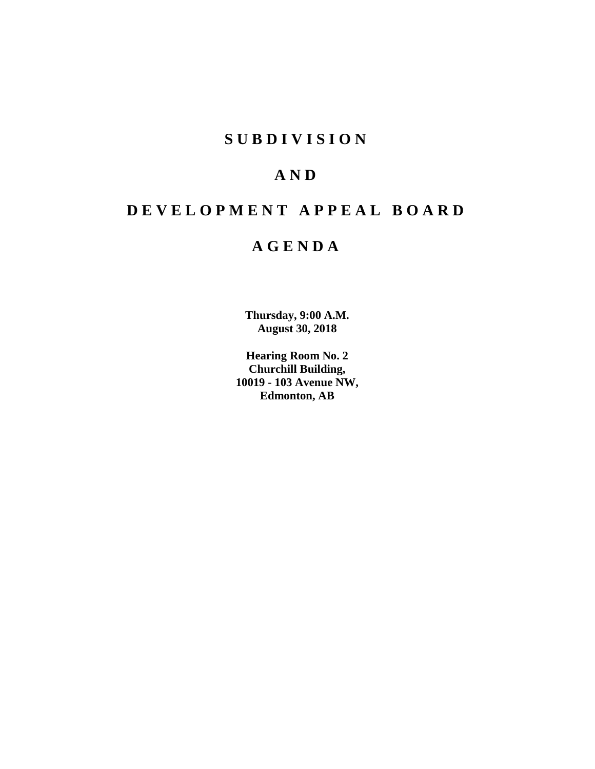# S U B D I V I S I O N

# A N D

# D E V E L O P M E N T A P P E A L B O A R D

# A G E N D A

**Thursday, 9:00 A.M.**
**August 30, 2018**

**Hearing Room No. 2**
**Churchill Building,**
**10019 - 103 Avenue NW,**
**Edmonton, AB**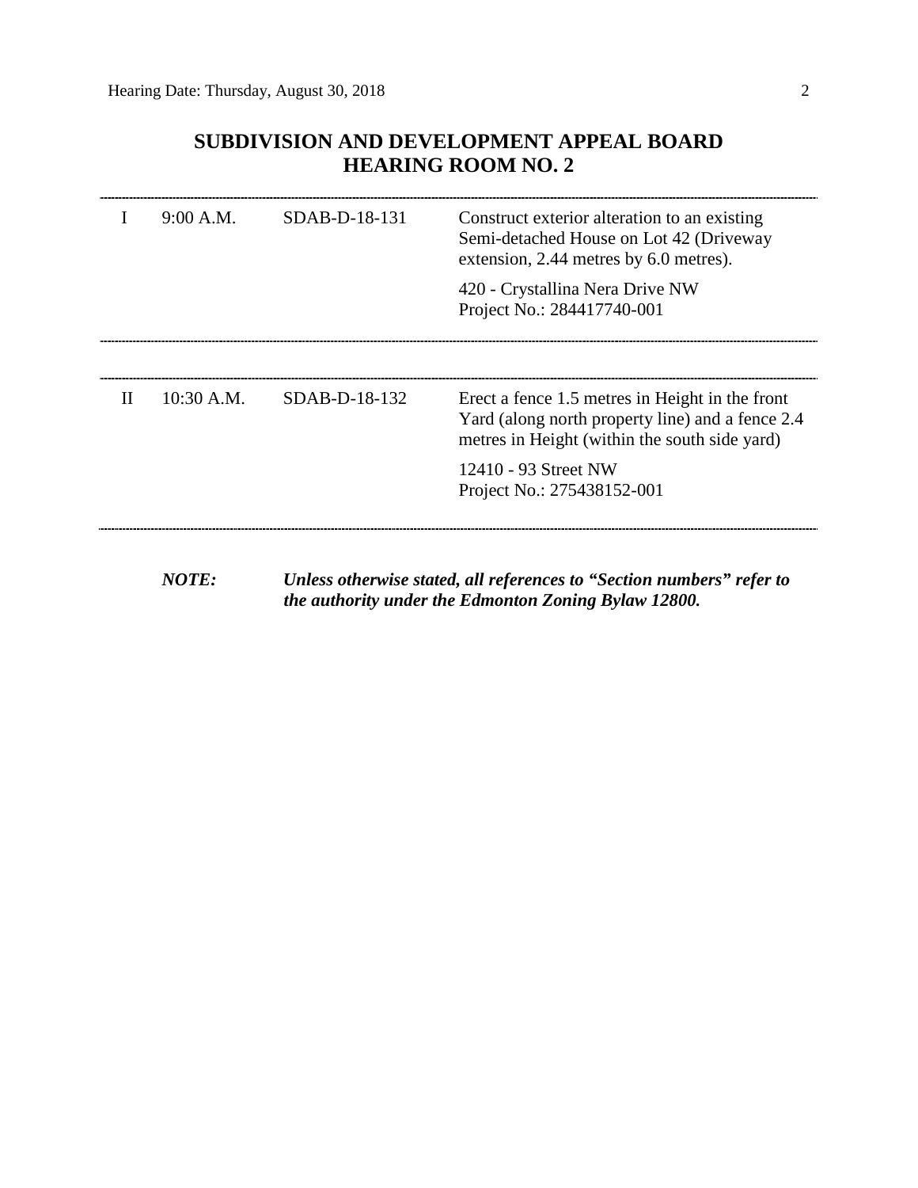# SUBDIVISION AND DEVELOPMENT APPEAL BOARD
# HEARING ROOM NO. 2

---

| | | | |
|---|---|---|---|
| I | 9:00 A.M. | SDAB-D-18-131 | Construct exterior alteration to an existing Semi-detached House on Lot 42 (Driveway extension, 2.44 metres by 6.0 metres).<br><br>420 - Crystallina Nera Drive NW<br>Project No.: 284417740-001 |

---

| | | | |
|---|---|---|---|
| II | 10:30 A.M. | SDAB-D-18-132 | Erect a fence 1.5 metres in Height in the front Yard (along north property line) and a fence 2.4 metres in Height (within the south side yard)<br><br>12410 - 93 Street NW<br>Project No.: 275438152-001 |

---

***NOTE:*** ***Unless otherwise stated, all references to "Section numbers" refer to the authority under the Edmonton Zoning Bylaw 12800.***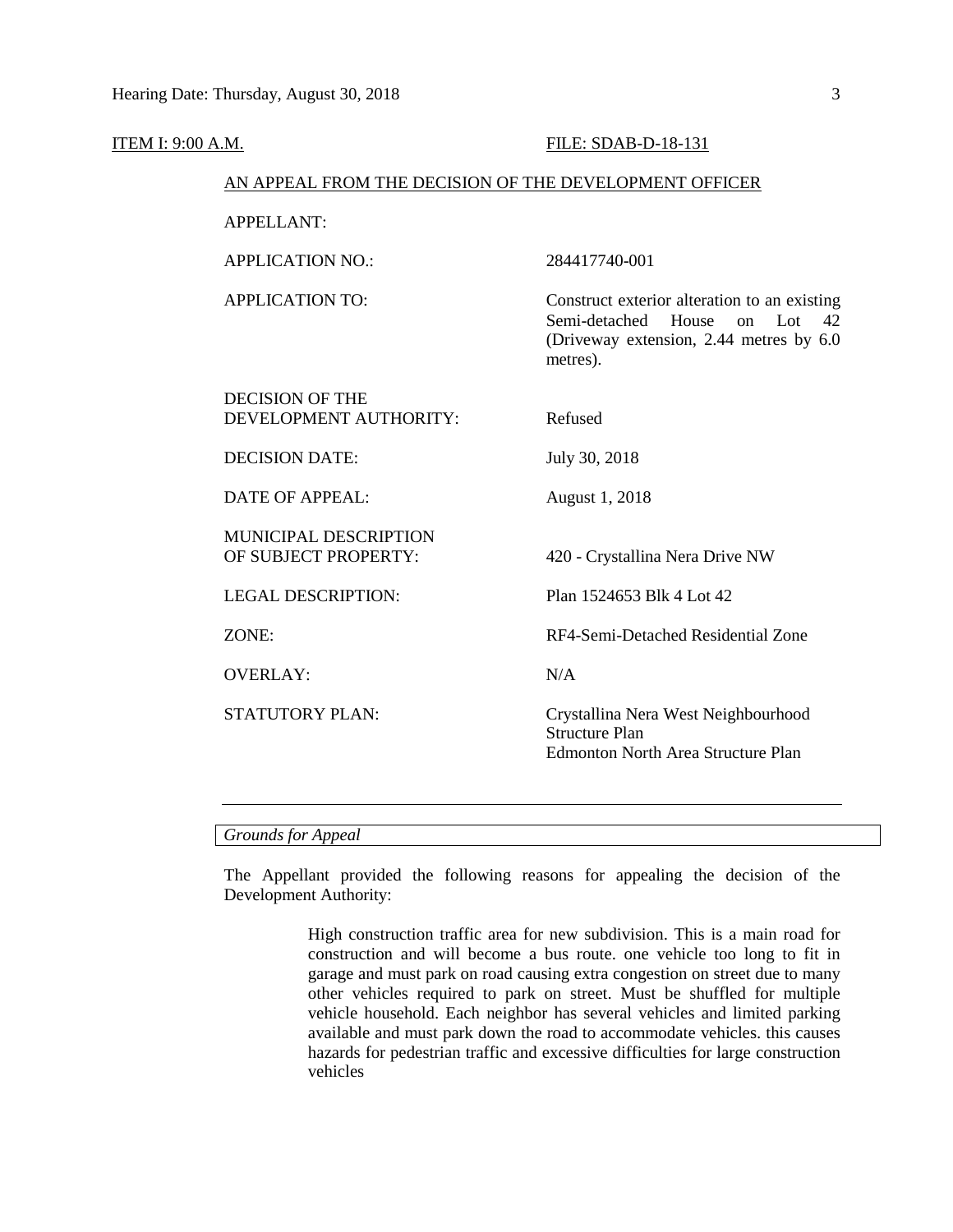ITEM I: 9:00 A.M. FILE: SDAB-D-18-131

AN APPEAL FROM THE DECISION OF THE DEVELOPMENT OFFICER

| | |
|---|---|
| APPELLANT: | |
| APPLICATION NO.: | 284417740-001 |
| APPLICATION TO: | Construct exterior alteration to an existing Semi-detached House on Lot 42 (Driveway extension, 2.44 metres by 6.0 metres). |
| DECISION OF THE DEVELOPMENT AUTHORITY: | Refused |
| DECISION DATE: | July 30, 2018 |
| DATE OF APPEAL: | August 1, 2018 |
| MUNICIPAL DESCRIPTION OF SUBJECT PROPERTY: | 420 - Crystallina Nera Drive NW |
| LEGAL DESCRIPTION: | Plan 1524653 Blk 4 Lot 42 |
| ZONE: | RF4-Semi-Detached Residential Zone |
| OVERLAY: | N/A |
| STATUTORY PLAN: | Crystallina Nera West Neighbourhood Structure Plan<br>Edmonton North Area Structure Plan |

---

*Grounds for Appeal*

The Appellant provided the following reasons for appealing the decision of the Development Authority:

> High construction traffic area for new subdivision. This is a main road for construction and will become a bus route. one vehicle too long to fit in garage and must park on road causing extra congestion on street due to many other vehicles required to park on street. Must be shuffled for multiple vehicle household. Each neighbor has several vehicles and limited parking available and must park down the road to accommodate vehicles. this causes hazards for pedestrian traffic and excessive difficulties for large construction vehicles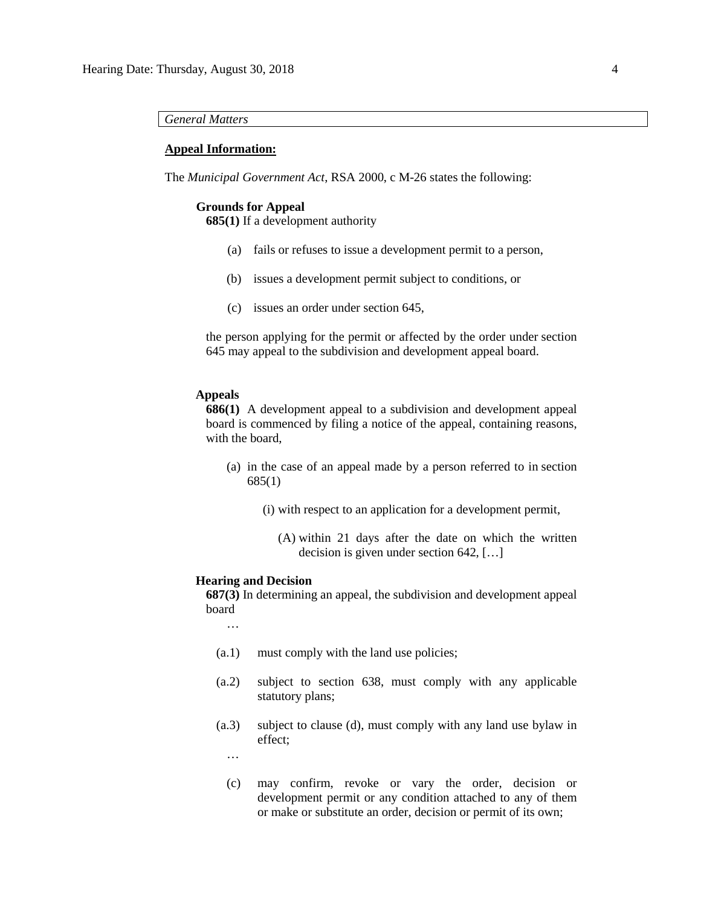*General Matters*

**Appeal Information:**

The *Municipal Government Act*, RSA 2000, c M-26 states the following:

**Grounds for Appeal**

**685(1)** If a development authority

(a) fails or refuses to issue a development permit to a person,

(b) issues a development permit subject to conditions, or

(c) issues an order under section 645,

the person applying for the permit or affected by the order under section 645 may appeal to the subdivision and development appeal board.

**Appeals**

**686(1)** A development appeal to a subdivision and development appeal board is commenced by filing a notice of the appeal, containing reasons, with the board,

(a) in the case of an appeal made by a person referred to in section 685(1)

(i) with respect to an application for a development permit,

(A) within 21 days after the date on which the written decision is given under section 642, […]

**Hearing and Decision**

**687(3)** In determining an appeal, the subdivision and development appeal board

…

(a.1) must comply with the land use policies;

(a.2) subject to section 638, must comply with any applicable statutory plans;

(a.3) subject to clause (d), must comply with any land use bylaw in effect;

…

(c) may confirm, revoke or vary the order, decision or development permit or any condition attached to any of them or make or substitute an order, decision or permit of its own;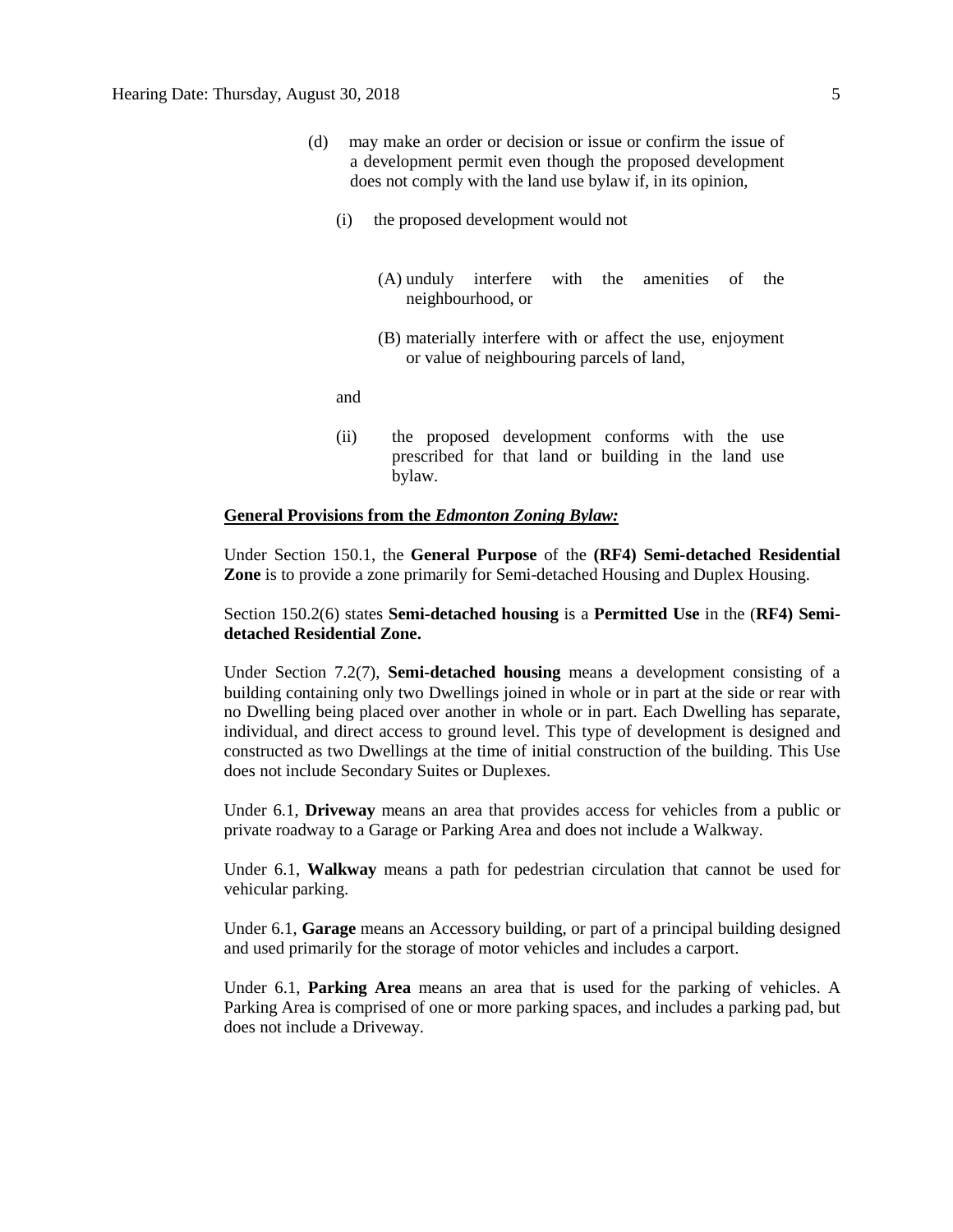(d) may make an order or decision or issue or confirm the issue of a development permit even though the proposed development does not comply with the land use bylaw if, in its opinion,

   (i) the proposed development would not

      (A) unduly interfere with the amenities of the neighbourhood, or

      (B) materially interfere with or affect the use, enjoyment or value of neighbouring parcels of land,

   and

   (ii) the proposed development conforms with the use prescribed for that land or building in the land use bylaw.

**General Provisions from the *Edmonton Zoning Bylaw:***

Under Section 150.1, the **General Purpose** of the **(RF4) Semi-detached Residential Zone** is to provide a zone primarily for Semi-detached Housing and Duplex Housing.

Section 150.2(6) states **Semi-detached housing** is a **Permitted Use** in the (**RF4) Semi-detached Residential Zone.**

Under Section 7.2(7), **Semi-detached housing** means a development consisting of a building containing only two Dwellings joined in whole or in part at the side or rear with no Dwelling being placed over another in whole or in part. Each Dwelling has separate, individual, and direct access to ground level. This type of development is designed and constructed as two Dwellings at the time of initial construction of the building. This Use does not include Secondary Suites or Duplexes.

Under 6.1, **Driveway** means an area that provides access for vehicles from a public or private roadway to a Garage or Parking Area and does not include a Walkway.

Under 6.1, **Walkway** means a path for pedestrian circulation that cannot be used for vehicular parking.

Under 6.1, **Garage** means an Accessory building, or part of a principal building designed and used primarily for the storage of motor vehicles and includes a carport.

Under 6.1, **Parking Area** means an area that is used for the parking of vehicles. A Parking Area is comprised of one or more parking spaces, and includes a parking pad, but does not include a Driveway.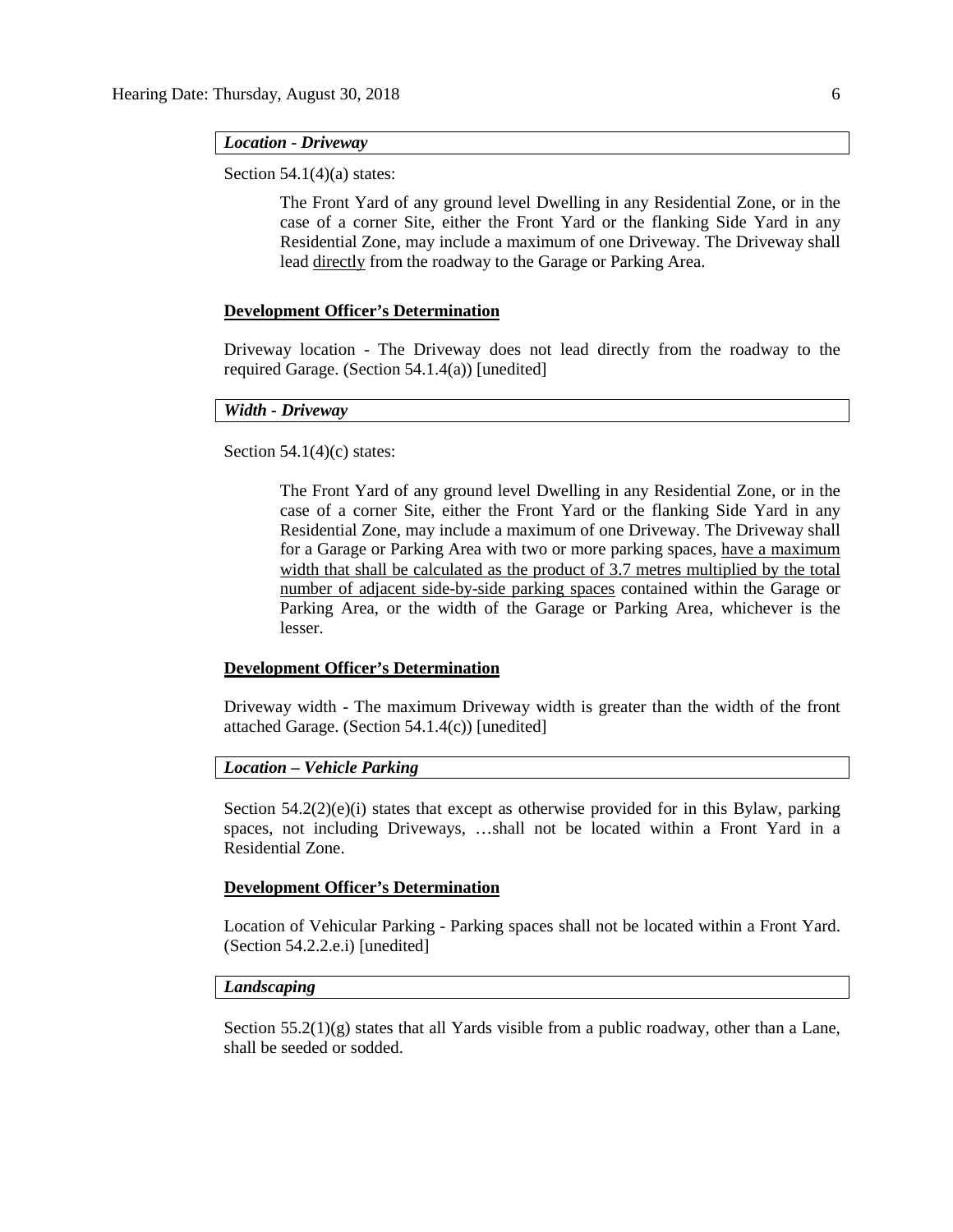***Location - Driveway***

Section 54.1(4)(a) states:

> The Front Yard of any ground level Dwelling in any Residential Zone, or in the case of a corner Site, either the Front Yard or the flanking Side Yard in any Residential Zone, may include a maximum of one Driveway. The Driveway shall lead <u>directly</u> from the roadway to the Garage or Parking Area.

**<u>Development Officer's Determination</u>**

Driveway location - The Driveway does not lead directly from the roadway to the required Garage. (Section 54.1.4(a)) [unedited]

***Width - Driveway***

Section 54.1(4)(c) states:

> The Front Yard of any ground level Dwelling in any Residential Zone, or in the case of a corner Site, either the Front Yard or the flanking Side Yard in any Residential Zone, may include a maximum of one Driveway. The Driveway shall for a Garage or Parking Area with two or more parking spaces, <u>have a maximum width that shall be calculated as the product of 3.7 metres multiplied by the total number of adjacent side-by-side parking spaces</u> contained within the Garage or Parking Area, or the width of the Garage or Parking Area, whichever is the lesser.

**<u>Development Officer's Determination</u>**

Driveway width - The maximum Driveway width is greater than the width of the front attached Garage. (Section 54.1.4(c)) [unedited]

***Location – Vehicle Parking***

Section 54.2(2)(e)(i) states that except as otherwise provided for in this Bylaw, parking spaces, not including Driveways, …shall not be located within a Front Yard in a Residential Zone.

**<u>Development Officer's Determination</u>**

Location of Vehicular Parking - Parking spaces shall not be located within a Front Yard. (Section 54.2.2.e.i) [unedited]

***Landscaping***

Section 55.2(1)(g) states that all Yards visible from a public roadway, other than a Lane, shall be seeded or sodded.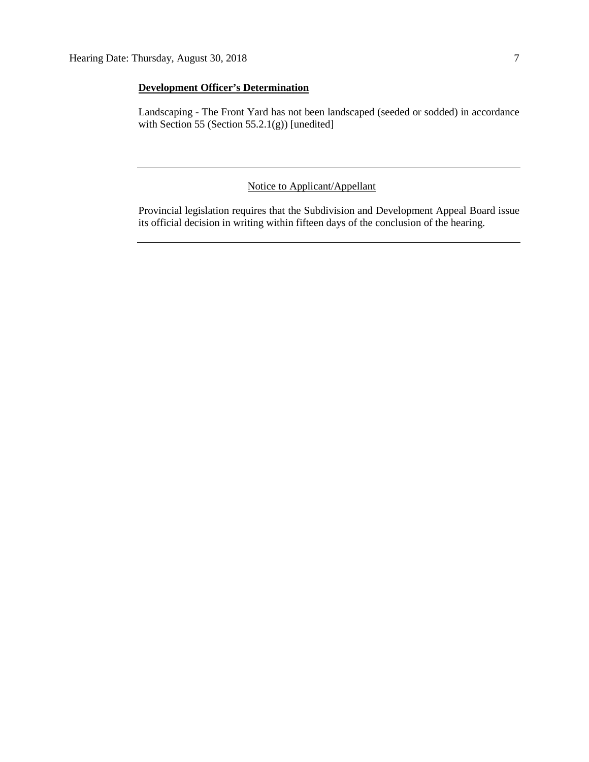**Development Officer's Determination**

Landscaping - The Front Yard has not been landscaped (seeded or sodded) in accordance with Section 55 (Section 55.2.1(g)) [unedited]

---

Notice to Applicant/Appellant

Provincial legislation requires that the Subdivision and Development Appeal Board issue its official decision in writing within fifteen days of the conclusion of the hearing.

---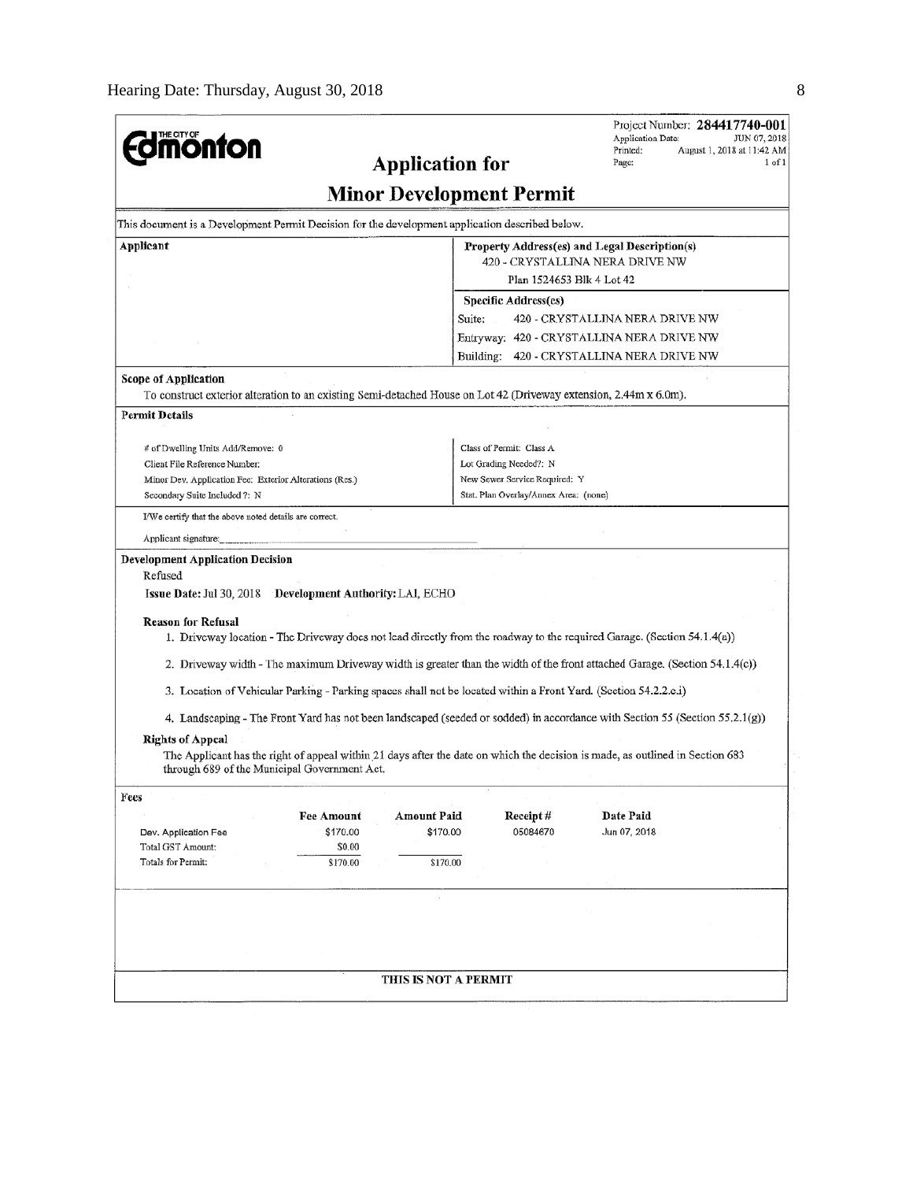**Edmonton** (The City of)

Project Number: **284417740-001**
Application Date: JUN 07, 2018
Printed: August 1, 2018 at 11:42 AM
Page: 1 of 1

# Application for Minor Development Permit

This document is a Development Permit Decision for the development application described below.

| Applicant | Property Address(es) and Legal Description(s) |
|---|---|
| | 420 - CRYSTALLINA NERA DRIVE NW |
| | Plan 1524653 Blk 4 Lot 42 |
| | **Specific Address(es)** |
| | Suite: 420 - CRYSTALLINA NERA DRIVE NW |
| | Entryway: 420 - CRYSTALLINA NERA DRIVE NW |
| | Building: 420 - CRYSTALLINA NERA DRIVE NW |

**Scope of Application**

To construct exterior alteration to an existing Semi-detached House on Lot 42 (Driveway extension, 2.44m x 6.0m).

**Permit Details**

| | |
|---|---|
| # of Dwelling Units Add/Remove: 0 | Class of Permit: Class A |
| Client File Reference Number: | Lot Grading Needed?: N |
| Minor Dev. Application Fee: Exterior Alterations (Res.) | New Sewer Service Required: Y |
| Secondary Suite Included ?: N | Stat. Plan Overlay/Annex Area: (none) |

I/We certify that the above noted details are correct.

Applicant signature: ____________________

**Development Application Decision**

Refused

**Issue Date:** Jul 30, 2018 **Development Authority:** LAI, ECHO

**Reason for Refusal**

1. Driveway location - The Driveway does not lead directly from the roadway to the required Garage. (Section 54.1.4(a))
2. Driveway width - The maximum Driveway width is greater than the width of the front attached Garage. (Section 54.1.4(c))
3. Location of Vehicular Parking - Parking spaces shall not be located within a Front Yard. (Section 54.2.2.e.i)
4. Landscaping - The Front Yard has not been landscaped (seeded or sodded) in accordance with Section 55 (Section 55.2.1(g))

**Rights of Appeal**

The Applicant has the right of appeal within 21 days after the date on which the decision is made, as outlined in Section 683 through 689 of the Municipal Government Act.

**Fees**

| | Fee Amount | Amount Paid | Receipt # | Date Paid |
|---|---|---|---|---|
| Dev. Application Fee | $170.00 | $170.00 | 05084670 | Jun 07, 2018 |
| Total GST Amount: | $0.00 | | | |
| Totals for Permit: | $170.00 | $170.00 | | |

**THIS IS NOT A PERMIT**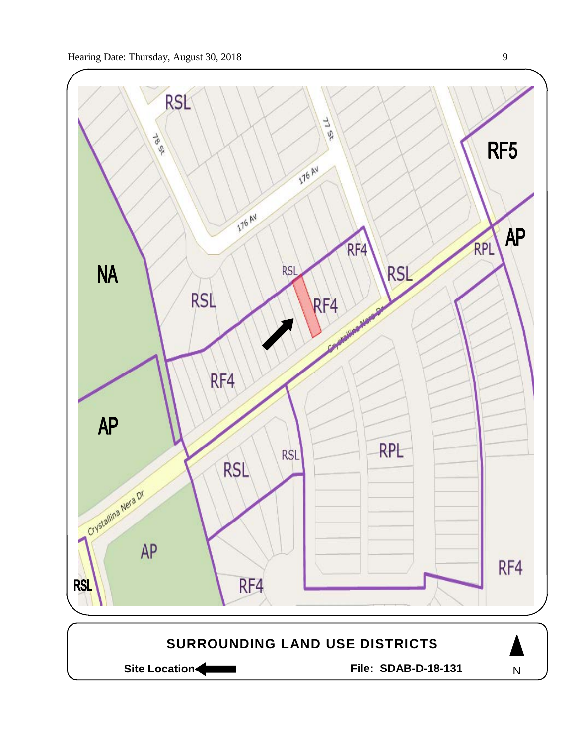## SURROUNDING LAND USE DISTRICTS

**Site Location** ⬅

**File: SDAB-D-18-131**

N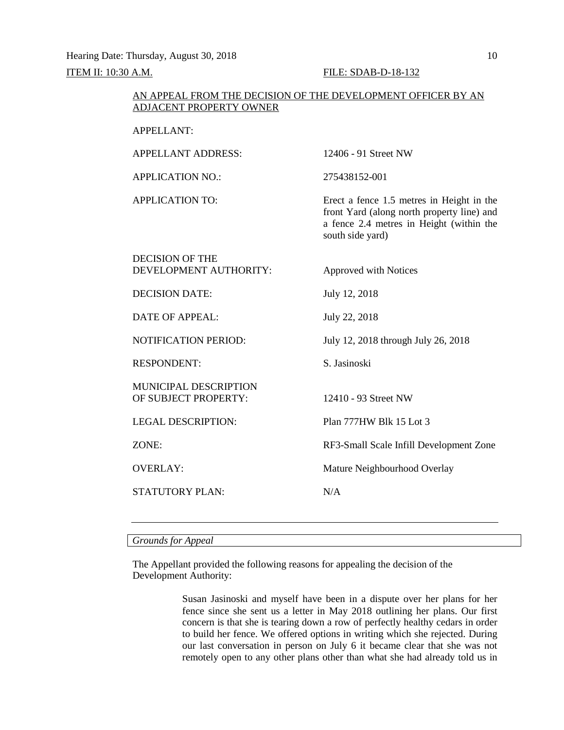ITEM II: 10:30 A.M. FILE: SDAB-D-18-132

AN APPEAL FROM THE DECISION OF THE DEVELOPMENT OFFICER BY AN ADJACENT PROPERTY OWNER

| | |
|---|---|
| APPELLANT: | |
| APPELLANT ADDRESS: | 12406 - 91 Street NW |
| APPLICATION NO.: | 275438152-001 |
| APPLICATION TO: | Erect a fence 1.5 metres in Height in the front Yard (along north property line) and a fence 2.4 metres in Height (within the south side yard) |
| DECISION OF THE DEVELOPMENT AUTHORITY: | Approved with Notices |
| DECISION DATE: | July 12, 2018 |
| DATE OF APPEAL: | July 22, 2018 |
| NOTIFICATION PERIOD: | July 12, 2018 through July 26, 2018 |
| RESPONDENT: | S. Jasinoski |
| MUNICIPAL DESCRIPTION OF SUBJECT PROPERTY: | 12410 - 93 Street NW |
| LEGAL DESCRIPTION: | Plan 777HW Blk 15 Lot 3 |
| ZONE: | RF3-Small Scale Infill Development Zone |
| OVERLAY: | Mature Neighbourhood Overlay |
| STATUTORY PLAN: | N/A |

---

*Grounds for Appeal*

The Appellant provided the following reasons for appealing the decision of the Development Authority:

> Susan Jasinoski and myself have been in a dispute over her plans for her fence since she sent us a letter in May 2018 outlining her plans. Our first concern is that she is tearing down a row of perfectly healthy cedars in order to build her fence. We offered options in writing which she rejected. During our last conversation in person on July 6 it became clear that she was not remotely open to any other plans other than what she had already told us in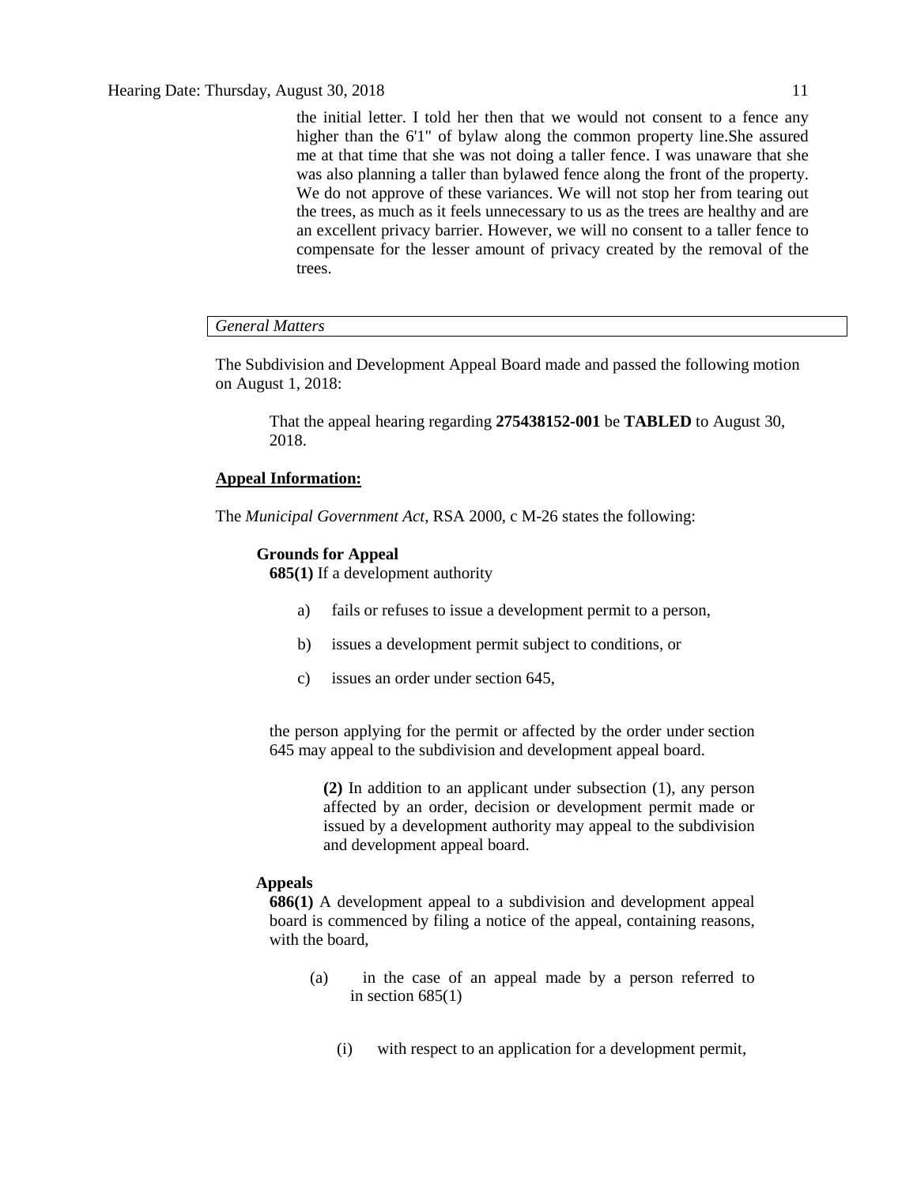> the initial letter. I told her then that we would not consent to a fence any higher than the 6'1" of bylaw along the common property line.She assured me at that time that she was not doing a taller fence. I was unaware that she was also planning a taller than bylawed fence along the front of the property. We do not approve of these variances. We will not stop her from tearing out the trees, as much as it feels unnecessary to us as the trees are healthy and are an excellent privacy barrier. However, we will no consent to a taller fence to compensate for the lesser amount of privacy created by the removal of the trees.

*General Matters*

The Subdivision and Development Appeal Board made and passed the following motion on August 1, 2018:

> That the appeal hearing regarding **275438152-001** be **TABLED** to August 30, 2018.

**Appeal Information:**

The *Municipal Government Act*, RSA 2000, c M-26 states the following:

**Grounds for Appeal**
**685(1)** If a development authority

a) fails or refuses to issue a development permit to a person,

b) issues a development permit subject to conditions, or

c) issues an order under section 645,

the person applying for the permit or affected by the order under section 645 may appeal to the subdivision and development appeal board.

> **(2)** In addition to an applicant under subsection (1), any person affected by an order, decision or development permit made or issued by a development authority may appeal to the subdivision and development appeal board.

**Appeals**
**686(1)** A development appeal to a subdivision and development appeal board is commenced by filing a notice of the appeal, containing reasons, with the board,

(a) in the case of an appeal made by a person referred to in section 685(1)

(i) with respect to an application for a development permit,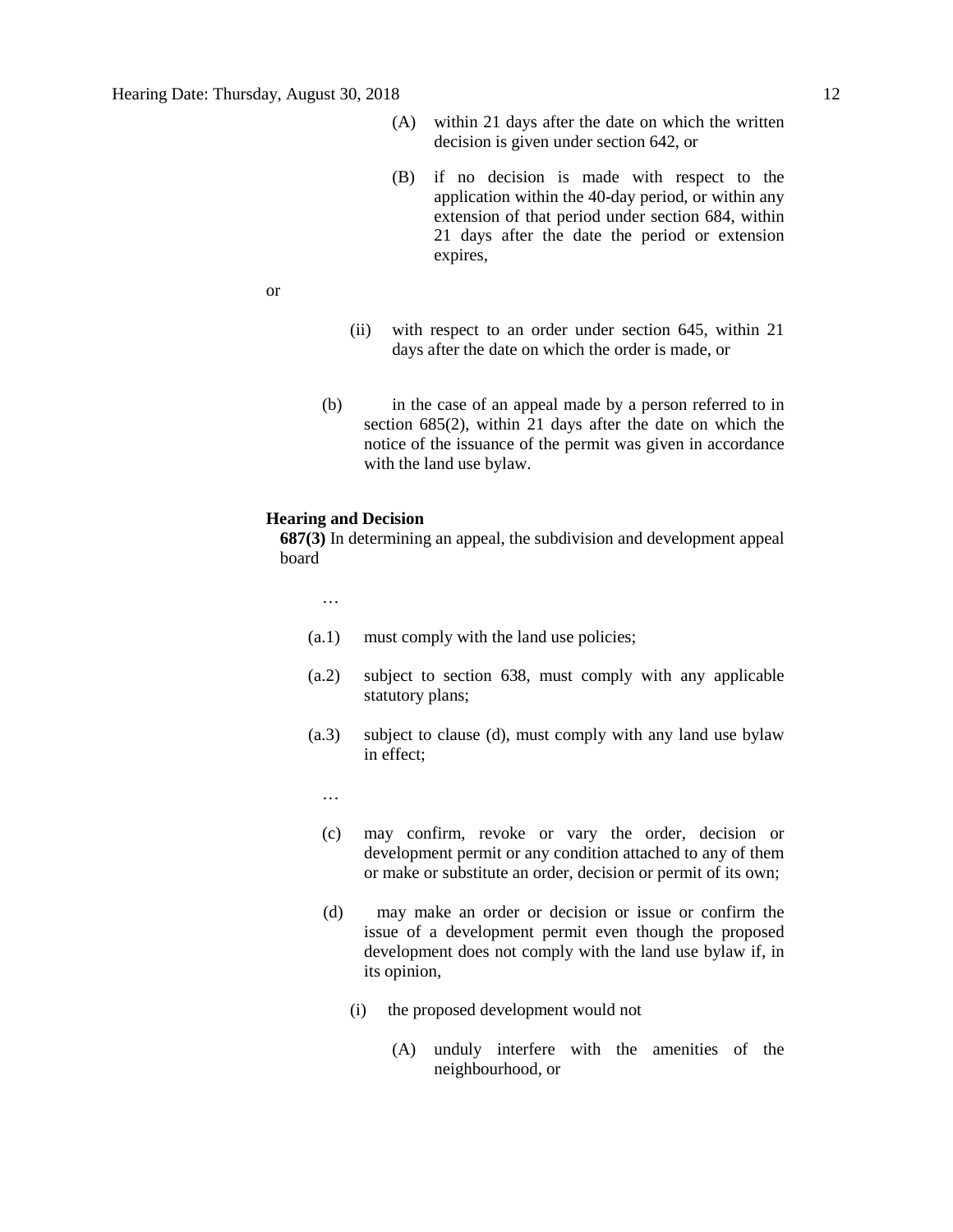(A) within 21 days after the date on which the written decision is given under section 642, or

(B) if no decision is made with respect to the application within the 40-day period, or within any extension of that period under section 684, within 21 days after the date the period or extension expires,

or

(ii) with respect to an order under section 645, within 21 days after the date on which the order is made, or

(b) in the case of an appeal made by a person referred to in section 685(2), within 21 days after the date on which the notice of the issuance of the permit was given in accordance with the land use bylaw.

**Hearing and Decision**

**687(3)** In determining an appeal, the subdivision and development appeal board

…

(a.1) must comply with the land use policies;

(a.2) subject to section 638, must comply with any applicable statutory plans;

(a.3) subject to clause (d), must comply with any land use bylaw in effect;

…

(c) may confirm, revoke or vary the order, decision or development permit or any condition attached to any of them or make or substitute an order, decision or permit of its own;

(d) may make an order or decision or issue or confirm the issue of a development permit even though the proposed development does not comply with the land use bylaw if, in its opinion,

(i) the proposed development would not

(A) unduly interfere with the amenities of the neighbourhood, or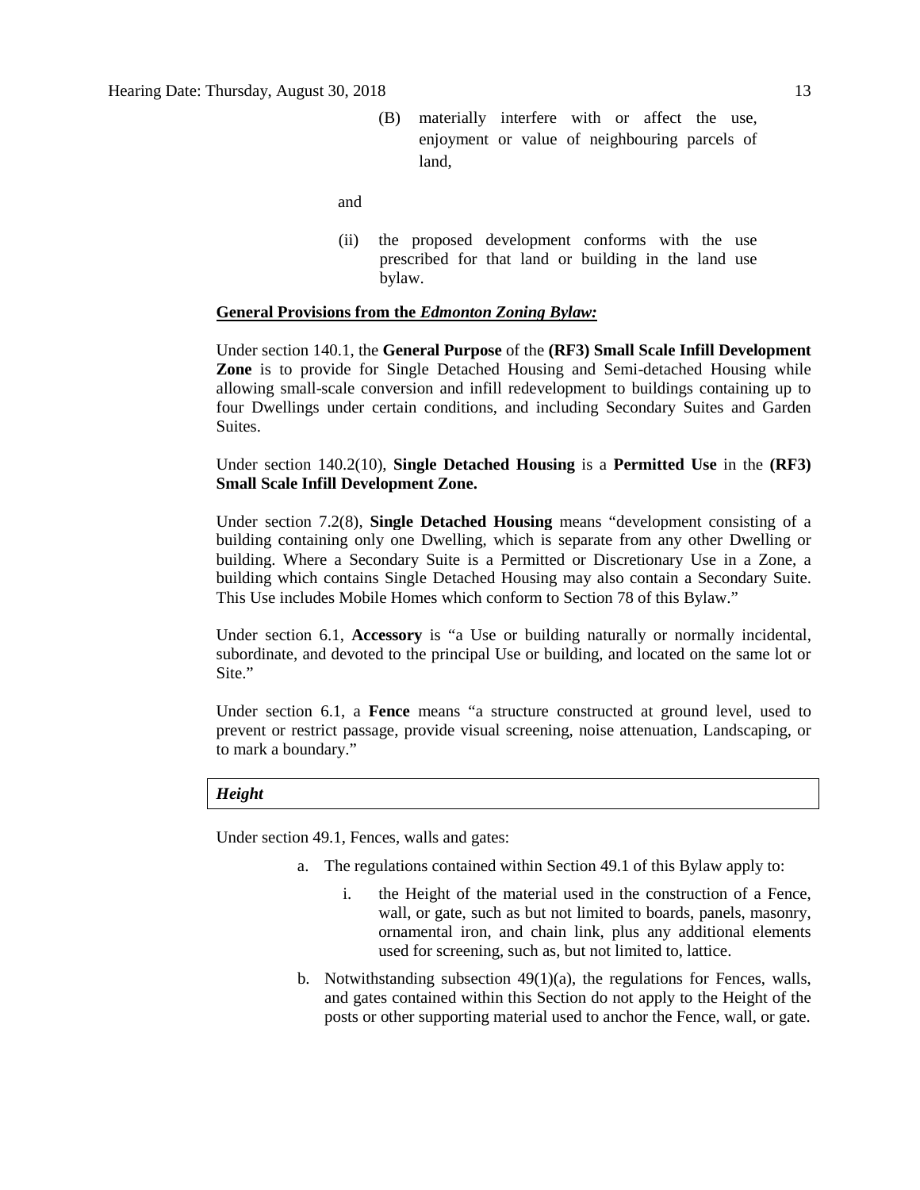(B) materially interfere with or affect the use, enjoyment or value of neighbouring parcels of land,

and

(ii) the proposed development conforms with the use prescribed for that land or building in the land use bylaw.

**General Provisions from the *Edmonton Zoning Bylaw:***

Under section 140.1, the **General Purpose** of the **(RF3) Small Scale Infill Development Zone** is to provide for Single Detached Housing and Semi-detached Housing while allowing small-scale conversion and infill redevelopment to buildings containing up to four Dwellings under certain conditions, and including Secondary Suites and Garden Suites.

Under section 140.2(10), **Single Detached Housing** is a **Permitted Use** in the **(RF3) Small Scale Infill Development Zone.**

Under section 7.2(8), **Single Detached Housing** means "development consisting of a building containing only one Dwelling, which is separate from any other Dwelling or building. Where a Secondary Suite is a Permitted or Discretionary Use in a Zone, a building which contains Single Detached Housing may also contain a Secondary Suite. This Use includes Mobile Homes which conform to Section 78 of this Bylaw."

Under section 6.1, **Accessory** is "a Use or building naturally or normally incidental, subordinate, and devoted to the principal Use or building, and located on the same lot or Site."

Under section 6.1, a **Fence** means "a structure constructed at ground level, used to prevent or restrict passage, provide visual screening, noise attenuation, Landscaping, or to mark a boundary."

| ***Height*** |
|---|

Under section 49.1, Fences, walls and gates:

a. The regulations contained within Section 49.1 of this Bylaw apply to:

   i. the Height of the material used in the construction of a Fence, wall, or gate, such as but not limited to boards, panels, masonry, ornamental iron, and chain link, plus any additional elements used for screening, such as, but not limited to, lattice.

b. Notwithstanding subsection 49(1)(a), the regulations for Fences, walls, and gates contained within this Section do not apply to the Height of the posts or other supporting material used to anchor the Fence, wall, or gate.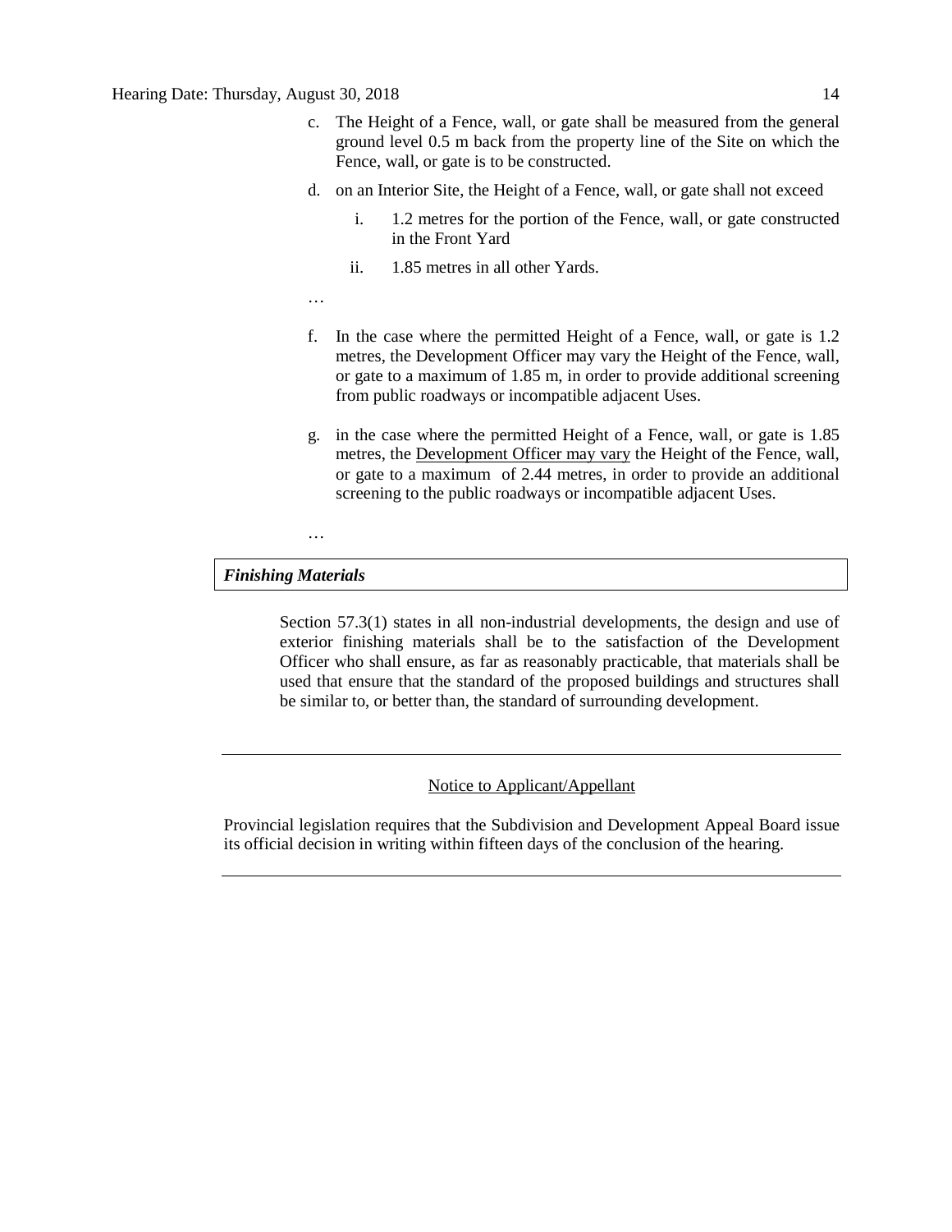c. The Height of a Fence, wall, or gate shall be measured from the general ground level 0.5 m back from the property line of the Site on which the Fence, wall, or gate is to be constructed.

d. on an Interior Site, the Height of a Fence, wall, or gate shall not exceed

   i. 1.2 metres for the portion of the Fence, wall, or gate constructed in the Front Yard

   ii. 1.85 metres in all other Yards.

…

f. In the case where the permitted Height of a Fence, wall, or gate is 1.2 metres, the Development Officer may vary the Height of the Fence, wall, or gate to a maximum of 1.85 m, in order to provide additional screening from public roadways or incompatible adjacent Uses.

g. in the case where the permitted Height of a Fence, wall, or gate is 1.85 metres, the Development Officer may vary the Height of the Fence, wall, or gate to a maximum of 2.44 metres, in order to provide an additional screening to the public roadways or incompatible adjacent Uses.

…

***Finishing Materials***

Section 57.3(1) states in all non-industrial developments, the design and use of exterior finishing materials shall be to the satisfaction of the Development Officer who shall ensure, as far as reasonably practicable, that materials shall be used that ensure that the standard of the proposed buildings and structures shall be similar to, or better than, the standard of surrounding development.

---

Notice to Applicant/Appellant

Provincial legislation requires that the Subdivision and Development Appeal Board issue its official decision in writing within fifteen days of the conclusion of the hearing.

---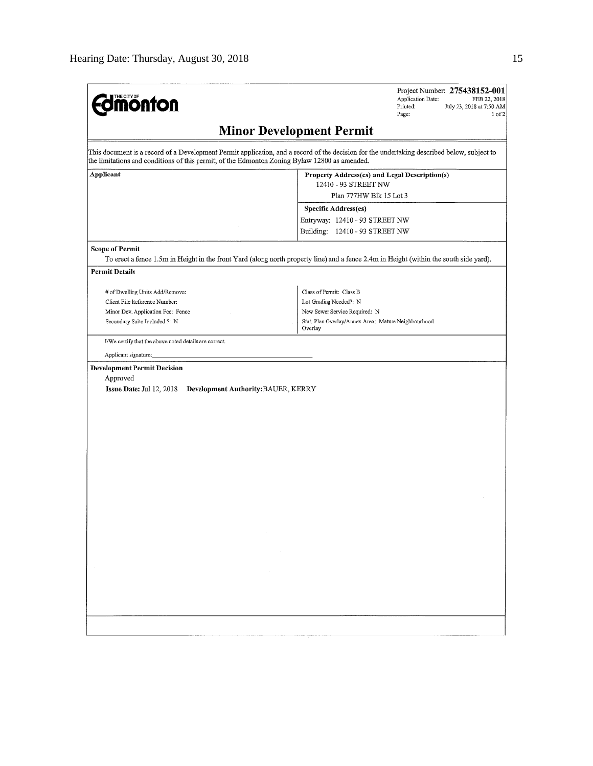**THE CITY OF Edmonton**

Project Number: **275438152-001**
Application Date: FEB 22, 2018
Printed: July 23, 2018 at 7:50 AM
Page: 1 of 2

# Minor Development Permit

This document is a record of a Development Permit application, and a record of the decision for the undertaking described below, subject to the limitations and conditions of this permit, of the Edmonton Zoning Bylaw 12800 as amended.

| Applicant | Property Address(es) and Legal Description(s) |
|---|---|
| | 12410 - 93 STREET NW |
| | Plan 777HW Blk 15 Lot 3 |
| | **Specific Address(es)** |
| | Entryway: 12410 - 93 STREET NW |
| | Building: 12410 - 93 STREET NW |

**Scope of Permit**

To erect a fence 1.5m in Height in the front Yard (along north property line) and a fence 2.4m in Height (within the south side yard).

**Permit Details**

| | |
|---|---|
| # of Dwelling Units Add/Remove: | Class of Permit: Class B |
| Client File Reference Number: | Lot Grading Needed?: N |
| Minor Dev. Application Fee: Fence | New Sewer Service Required: N |
| Secondary Suite Included ?: N | Stat. Plan Overlay/Annex Area: Mature Neighbourhood Overlay |

I/We certify that the above noted details are correct.

Applicant signature:_______________________________________

**Development Permit Decision**

Approved

**Issue Date:** Jul 12, 2018 **Development Authority:** BAUER, KERRY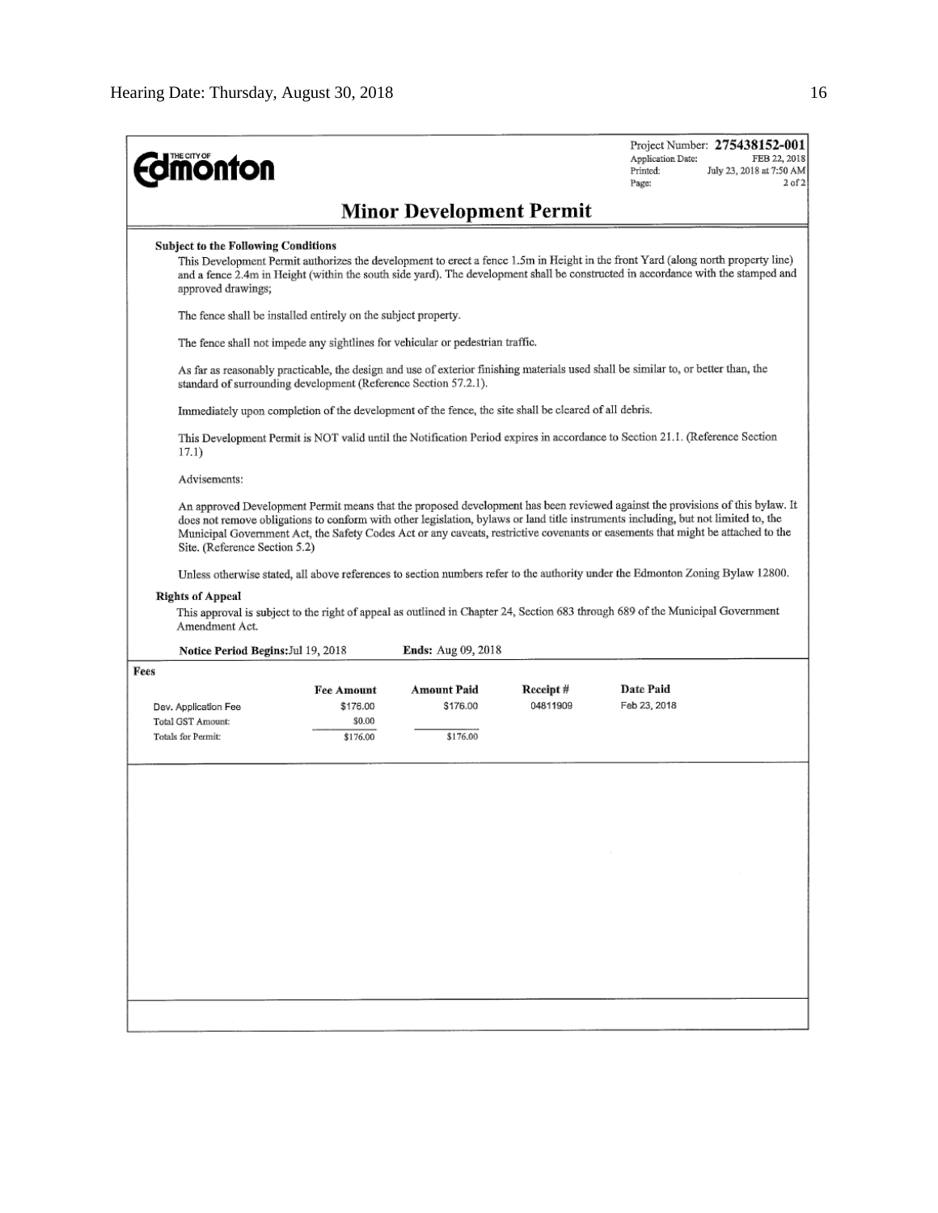**THE CITY OF Edmonton**

Project Number: **275438152-001**
Application Date: FEB 22, 2018
Printed: July 23, 2018 at 7:50 AM
Page: 2 of 2

# Minor Development Permit

**Subject to the Following Conditions**

This Development Permit authorizes the development to erect a fence 1.5m in Height in the front Yard (along north property line) and a fence 2.4m in Height (within the south side yard). The development shall be constructed in accordance with the stamped and approved drawings;

The fence shall be installed entirely on the subject property.

The fence shall not impede any sightlines for vehicular or pedestrian traffic.

As far as reasonably practicable, the design and use of exterior finishing materials used shall be similar to, or better than, the standard of surrounding development (Reference Section 57.2.1).

Immediately upon completion of the development of the fence, the site shall be cleared of all debris.

This Development Permit is NOT valid until the Notification Period expires in accordance to Section 21.1. (Reference Section 17.1)

Advisements:

An approved Development Permit means that the proposed development has been reviewed against the provisions of this bylaw. It does not remove obligations to conform with other legislation, bylaws or land title instruments including, but not limited to, the Municipal Government Act, the Safety Codes Act or any caveats, restrictive covenants or easements that might be attached to the Site. (Reference Section 5.2)

Unless otherwise stated, all above references to section numbers refer to the authority under the Edmonton Zoning Bylaw 12800.

**Rights of Appeal**

This approval is subject to the right of appeal as outlined in Chapter 24, Section 683 through 689 of the Municipal Government Amendment Act.

**Notice Period Begins:** Jul 19, 2018 **Ends:** Aug 09, 2018

**Fees**

| | Fee Amount | Amount Paid | Receipt # | Date Paid |
|---|---|---|---|---|
| Dev. Application Fee | $176.00 | $176.00 | 04811909 | Feb 23, 2018 |
| Total GST Amount: | $0.00 | | | |
| Totals for Permit: | $176.00 | $176.00 | | |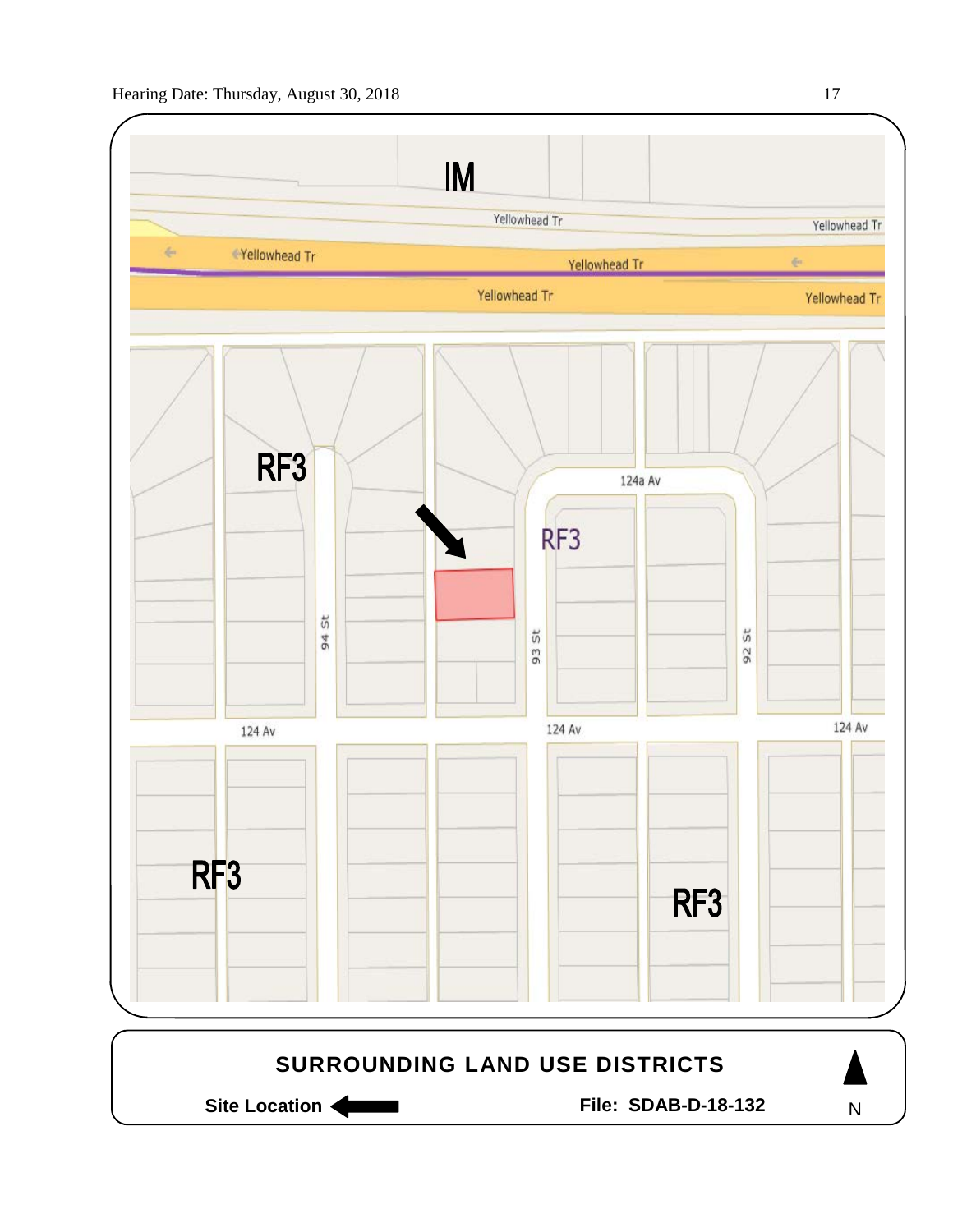IM

Yellowhead Tr

Yellowhead Tr

Yellowhead Tr

Yellowhead Tr

Yellowhead Tr

Yellowhead Tr

RF3

124a Av

RF3

94 St

93 St

92 St

124 Av

124 Av

124 Av

RF3

RF3

**SURROUNDING LAND USE DISTRICTS**

**Site Location**

**File: SDAB-D-18-132**

N